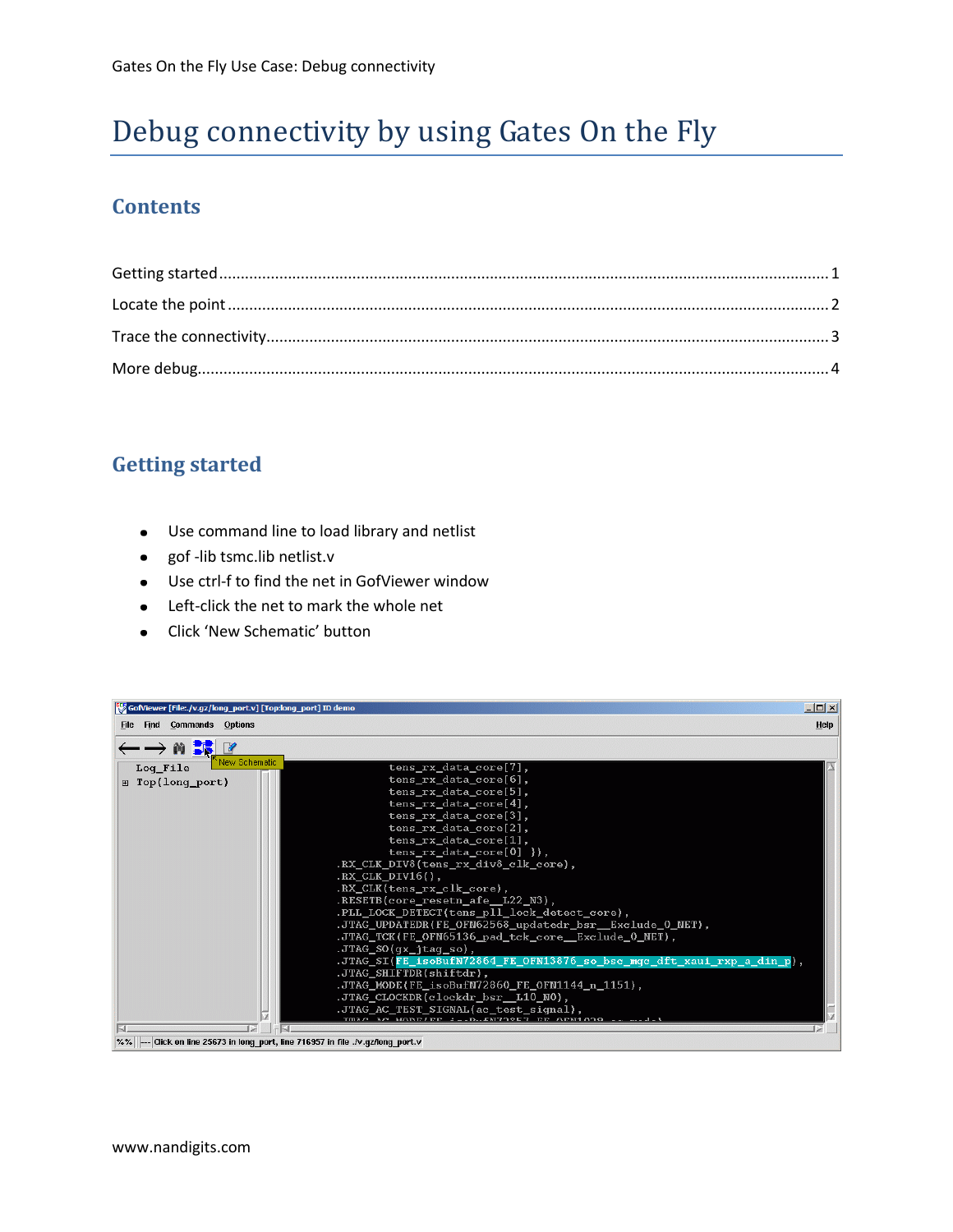# Debug connectivity by using Gates On the Fly

## Contents

Getting started ............................................................ 1

Locate the point ............................................................ 2

Trace the connectivity ............................................................ 3

More debug ............................................................ 4

## Getting started

- Use command line to load library and netlist
- gof -lib tsmc.lib netlist.v
- Use ctrl-f to find the net in GofViewer window
- Left-click the net to mark the whole net
- Click 'New Schematic' button

www.nandigits.com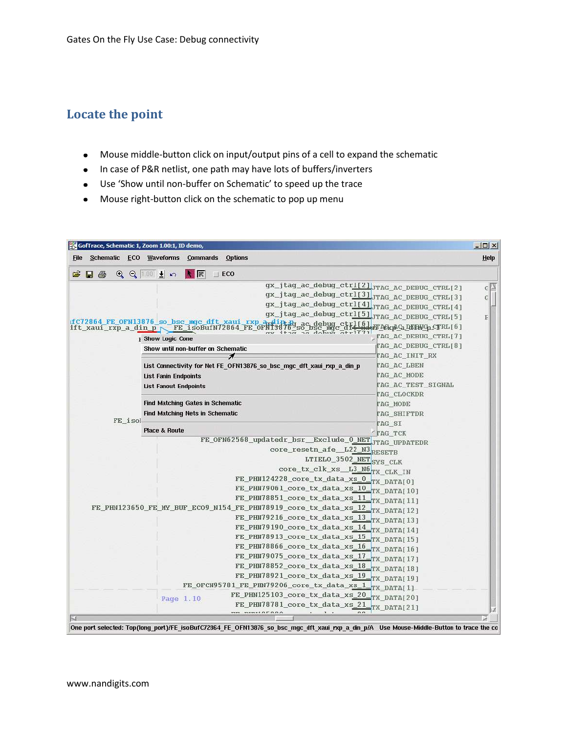## Locate the point

- Mouse middle-button click on input/output pins of a cell to expand the schematic
- In case of P&R netlist, one path may have lots of buffers/inverters
- Use 'Show until non-buffer on Schematic' to speed up the trace
- Mouse right-button click on the schematic to pop up menu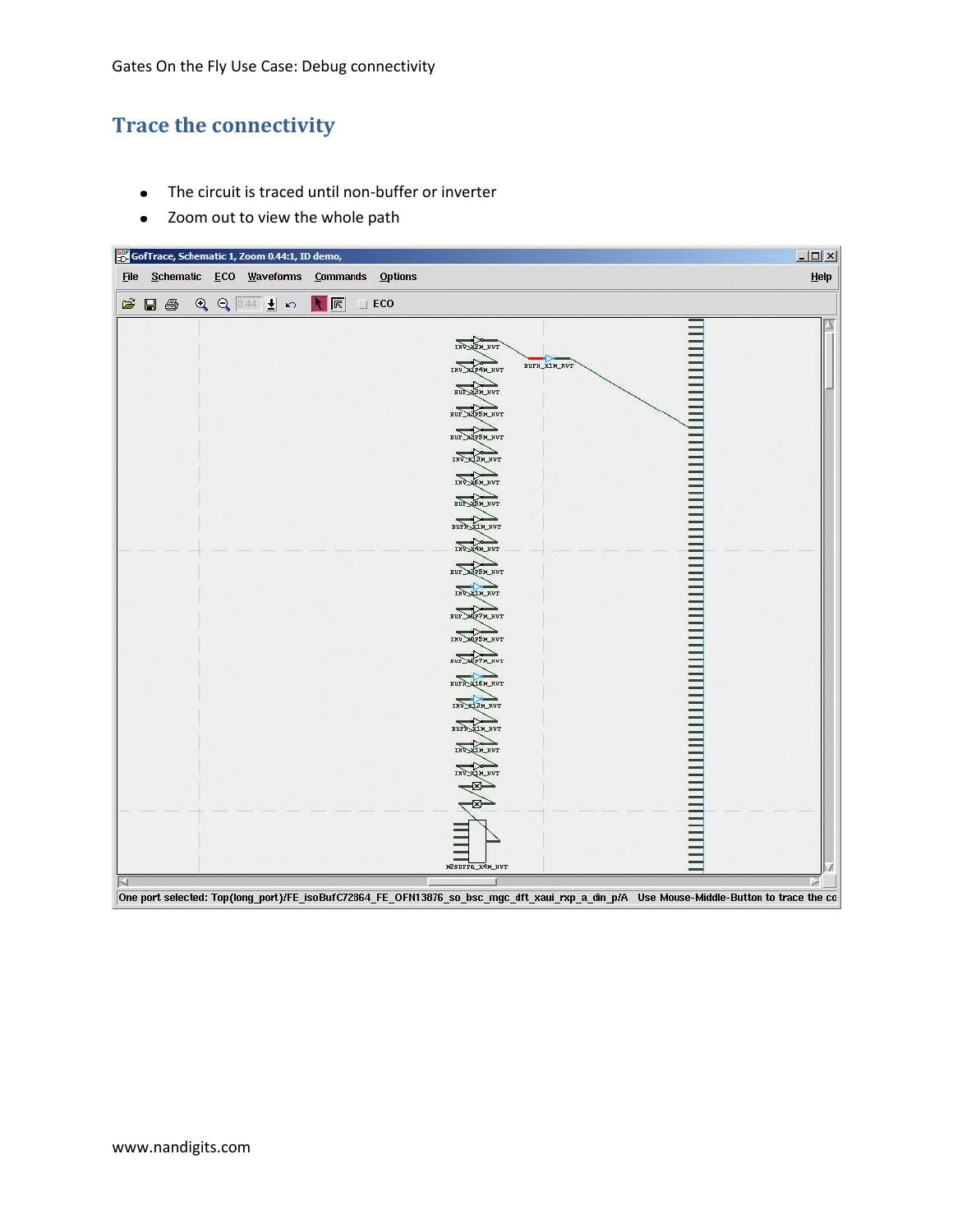## Trace the connectivity

- The circuit is traced until non-buffer or inverter
- Zoom out to view the whole path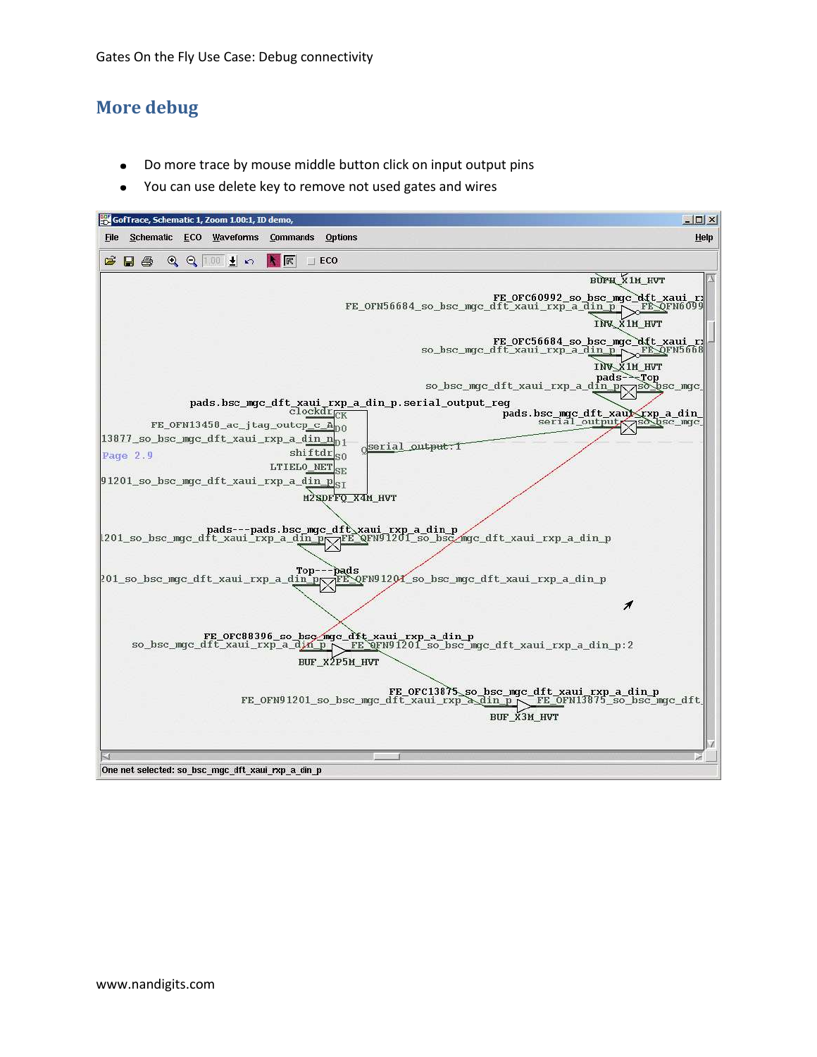## More debug

- Do more trace by mouse middle button click on input output pins
- You can use delete key to remove not used gates and wires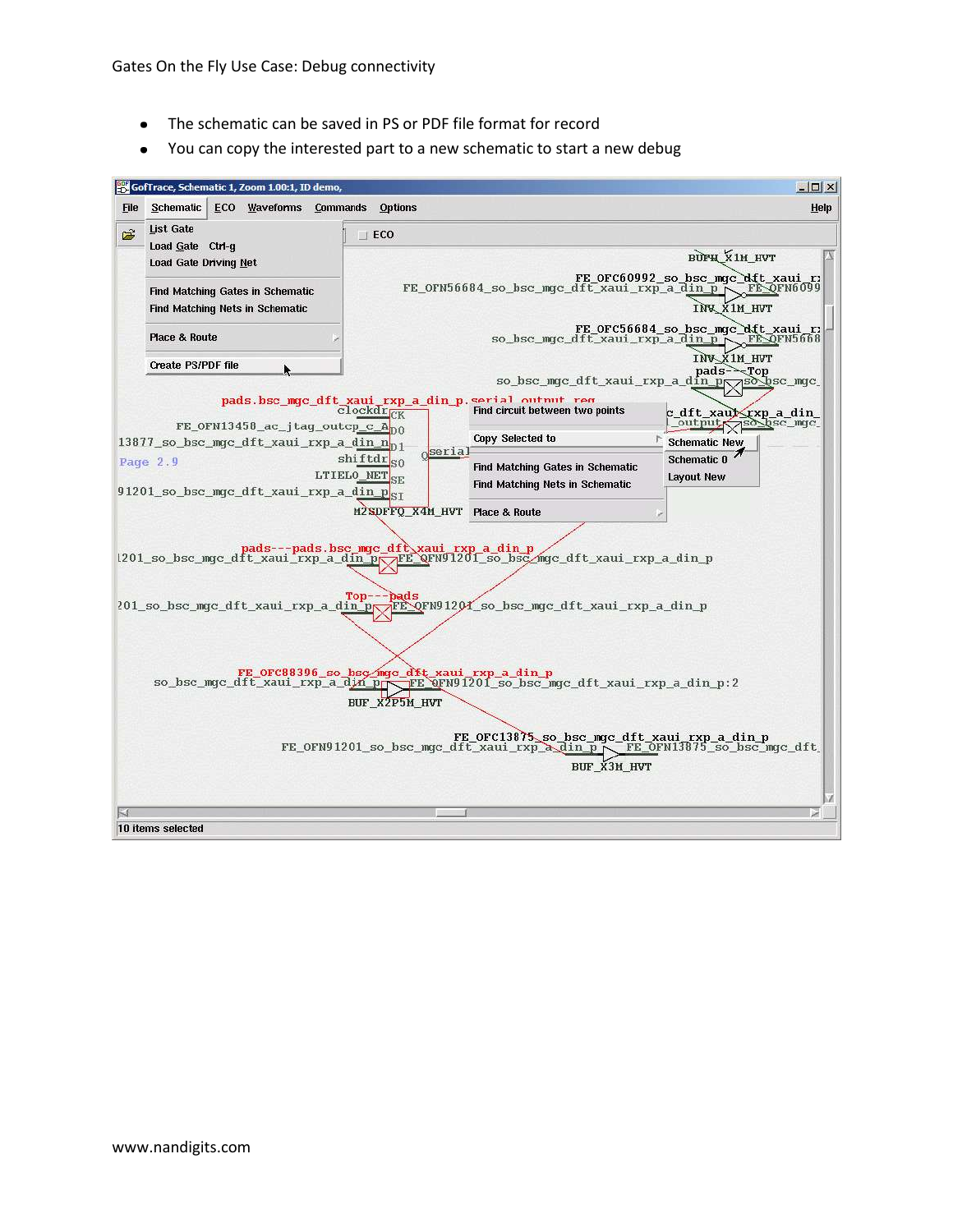- The schematic can be saved in PS or PDF file format for record
- You can copy the interested part to a new schematic to start a new debug